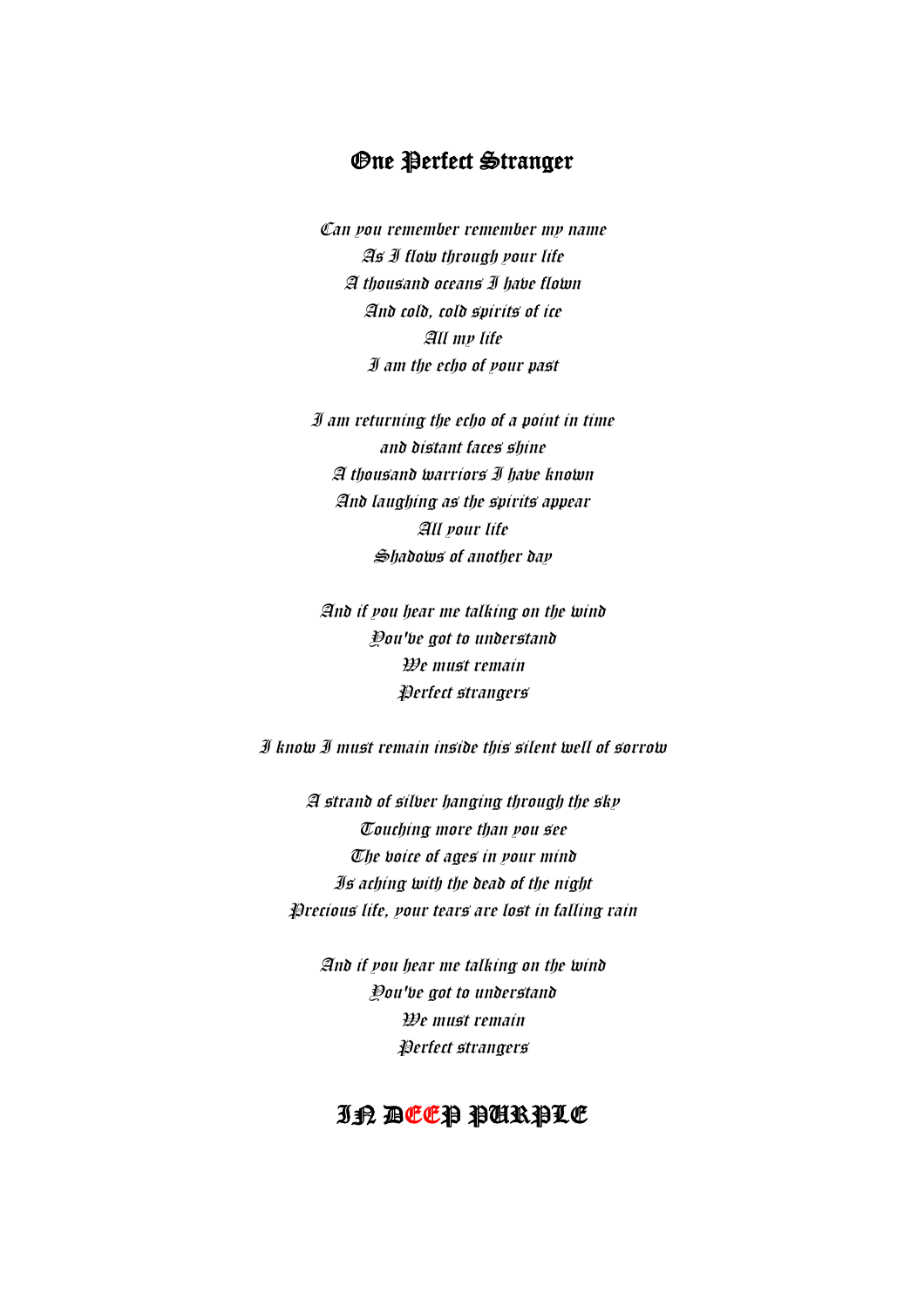# One Perfect Stranger

*Can you remember remember my name*
*As I flow through your life*
*A thousand oceans I have flown*
*And cold, cold spirits of ice*
*All my life*
*I am the echo of your past*

*I am returning the echo of a point in time*
*and distant faces shine*
*A thousand warriors I have known*
*And laughing as the spirits appear*
*All your life*
*Shadows of another day*

*And if you hear me talking on the wind*
*You've got to understand*
*We must remain*
*Perfect strangers*

*I know I must remain inside this silent well of sorrow*

*A strand of silver hanging through the sky*
*Touching more than you see*
*The voice of ages in your mind*
*Is aching with the dead of the night*
*Precious life, your tears are lost in falling rain*

*And if you hear me talking on the wind*
*You've got to understand*
*We must remain*
*Perfect strangers*

## IN DEEP PURPLE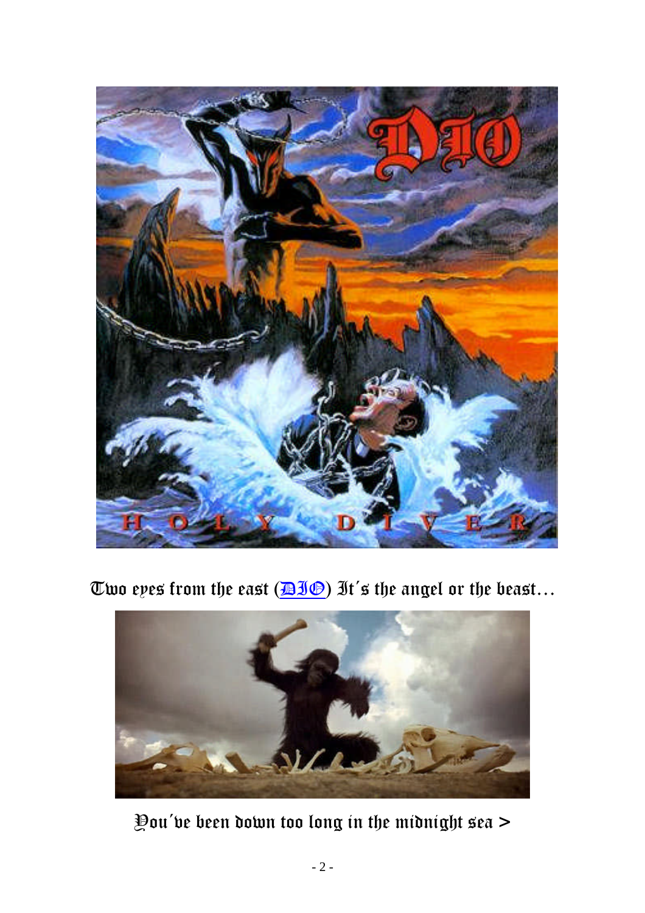Two eyes from the east (DIO) It´s the angel or the beast…

You´ve been down too long in the midnight sea >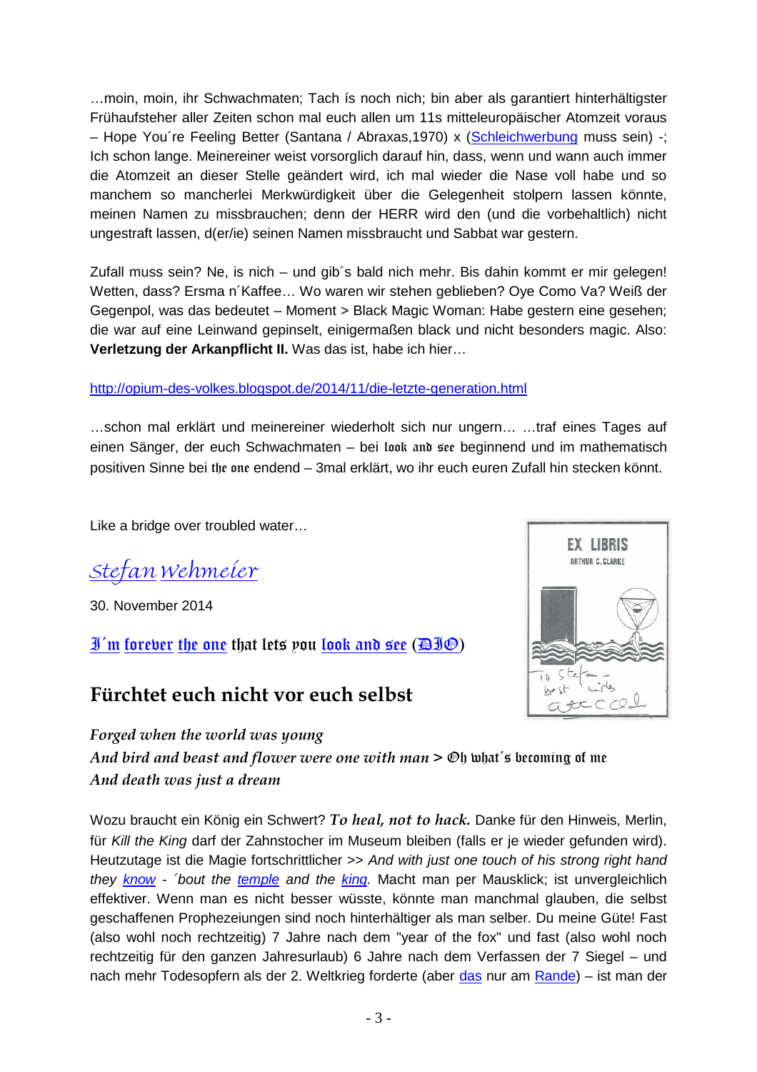…moin, moin, ihr Schwachmaten; Tach ís noch nich; bin aber als garantiert hinterhältigster Frühaufsteher aller Zeiten schon mal euch allen um 11s mitteleuropäischer Atomzeit voraus – Hope You´re Feeling Better (Santana / Abraxas,1970) x (Schleichwerbung muss sein) -; Ich schon lange. Meinereiner weist vorsorglich darauf hin, dass, wenn und wann auch immer die Atomzeit an dieser Stelle geändert wird, ich mal wieder die Nase voll habe und so manchem so mancherlei Merkwürdigkeit über die Gelegenheit stolpern lassen könnte, meinen Namen zu missbrauchen; denn der HERR wird den (und die vorbehaltlich) nicht ungestraft lassen, d(er/ie) seinen Namen missbraucht und Sabbat war gestern.

Zufall muss sein? Ne, is nich – und gib´s bald nich mehr. Bis dahin kommt er mir gelegen! Wetten, dass? Ersma n´Kaffee… Wo waren wir stehen geblieben? Oye Como Va? Weiß der Gegenpol, was das bedeutet – Moment > Black Magic Woman: Habe gestern eine gesehen; die war auf eine Leinwand gepinselt, einigermaßen black und nicht besonders magic. Also: **Verletzung der Arkanpflicht II.** Was das ist, habe ich hier…

http://opium-des-volkes.blogspot.de/2014/11/die-letzte-generation.html

…schon mal erklärt und meinereiner wiederholt sich nur ungern… …traf eines Tages auf einen Sänger, der euch Schwachmaten – bei look and see beginnend und im mathematisch positiven Sinne bei the one endend – 3mal erklärt, wo ihr euch euren Zufall hin stecken könnt.

Like a bridge over troubled water…

*Stefan Wehmeier*

30. November 2014

I´m forever the one that lets you look and see (DIO)

EX LIBRIS
ARTHUR C. CLARKE
To Stefan – best wishes
Arthur C Clarke

## Fürchtet euch nicht vor euch selbst

*Forged when the world was young*
*And bird and beast and flower were one with man* > Oh what´s becoming of me
*And death was just a dream*

Wozu braucht ein König ein Schwert? ***To heal, not to hack.*** Danke für den Hinweis, Merlin, für *Kill the King* darf der Zahnstocher im Museum bleiben (falls er je wieder gefunden wird). Heutzutage ist die Magie fortschrittlicher >> *And with just one touch of his strong right hand they know - ´bout the temple and the king.* Macht man per Mausklick; ist unvergleichlich effektiver. Wenn man es nicht besser wüsste, könnte man manchmal glauben, die selbst geschaffenen Prophezeiungen sind noch hinterhältiger als man selber. Du meine Güte! Fast (also wohl noch rechtzeitig) 7 Jahre nach dem "year of the fox" und fast (also wohl noch rechtzeitig für den ganzen Jahresurlaub) 6 Jahre nach dem Verfassen der 7 Siegel – und nach mehr Todesopfern als der 2. Weltkrieg forderte (aber das nur am Rande) – ist man der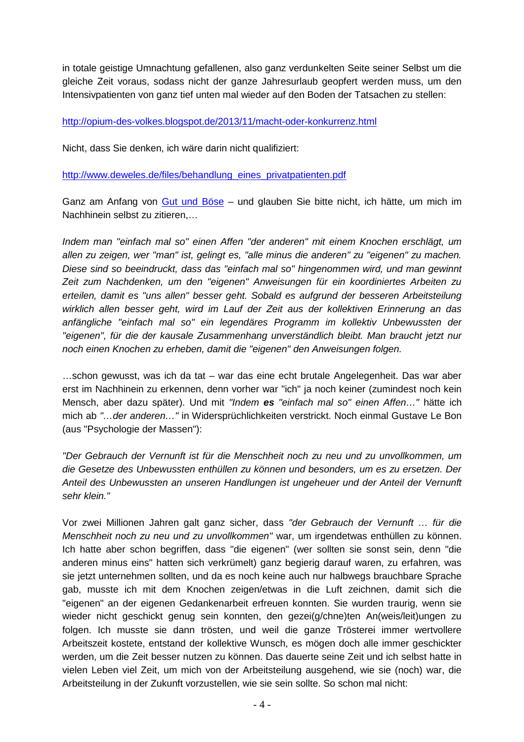in totale geistige Umnachtung gefallenen, also ganz verdunkelten Seite seiner Selbst um die gleiche Zeit voraus, sodass nicht der ganze Jahresurlaub geopfert werden muss, um den Intensivpatienten von ganz tief unten mal wieder auf den Boden der Tatsachen zu stellen:

[http://opium-des-volkes.blogspot.de/2013/11/macht-oder-konkurrenz.html](http://opium-des-volkes.blogspot.de/2013/11/macht-oder-konkurrenz.html)

Nicht, dass Sie denken, ich wäre darin nicht qualifiziert:

[http://www.deweles.de/files/behandlung_eines_privatpatienten.pdf](http://www.deweles.de/files/behandlung_eines_privatpatienten.pdf)

Ganz am Anfang von [Gut und Böse]() – und glauben Sie bitte nicht, ich hätte, um mich im Nachhinein selbst zu zitieren,…

*Indem man "einfach mal so" einen Affen "der anderen" mit einem Knochen erschlägt, um allen zu zeigen, wer "man" ist, gelingt es, "alle minus die anderen" zu "eigenen" zu machen. Diese sind so beeindruckt, dass das "einfach mal so" hingenommen wird, und man gewinnt Zeit zum Nachdenken, um den "eigenen" Anweisungen für ein koordiniertes Arbeiten zu erteilen, damit es "uns allen" besser geht. Sobald es aufgrund der besseren Arbeitsteilung wirklich allen besser geht, wird im Lauf der Zeit aus der kollektiven Erinnerung an das anfängliche "einfach mal so" ein legendäres Programm im kollektiv Unbewussten der "eigenen", für die der kausale Zusammenhang unverständlich bleibt. Man braucht jetzt nur noch einen Knochen zu erheben, damit die "eigenen" den Anweisungen folgen.*

…schon gewusst, was ich da tat – war das eine echt brutale Angelegenheit. Das war aber erst im Nachhinein zu erkennen, denn vorher war "ich" ja noch keiner (zumindest noch kein Mensch, aber dazu später). Und mit *"Indem **es** "einfach mal so" einen Affen…"* hätte ich mich ab *"…der anderen…"* in Widersprüchlichkeiten verstrickt. Noch einmal Gustave Le Bon (aus "Psychologie der Massen"):

*"Der Gebrauch der Vernunft ist für die Menschheit noch zu neu und zu unvollkommen, um die Gesetze des Unbewussten enthüllen zu können und besonders, um es zu ersetzen. Der Anteil des Unbewussten an unseren Handlungen ist ungeheuer und der Anteil der Vernunft sehr klein."*

Vor zwei Millionen Jahren galt ganz sicher, dass *"der Gebrauch der Vernunft … für die Menschheit noch zu neu und zu unvollkommen"* war, um irgendetwas enthüllen zu können. Ich hatte aber schon begriffen, dass "die eigenen" (wer sollten sie sonst sein, denn "die anderen minus eins" hatten sich verkrümelt) ganz begierig darauf waren, zu erfahren, was sie jetzt unternehmen sollten, und da es noch keine auch nur halbwegs brauchbare Sprache gab, musste ich mit dem Knochen zeigen/etwas in die Luft zeichnen, damit sich die "eigenen" an der eigenen Gedankenarbeit erfreuen konnten. Sie wurden traurig, wenn sie wieder nicht geschickt genug sein konnten, den gezei(g/chne)ten An(weis/leit)ungen zu folgen. Ich musste sie dann trösten, und weil die ganze Trösterei immer wertvollere Arbeitszeit kostete, entstand der kollektive Wunsch, es mögen doch alle immer geschickter werden, um die Zeit besser nutzen zu können. Das dauerte seine Zeit und ich selbst hatte in vielen Leben viel Zeit, um mich von der Arbeitsteilung ausgehend, wie sie (noch) war, die Arbeitsteilung in der Zukunft vorzustellen, wie sie sein sollte. So schon mal nicht: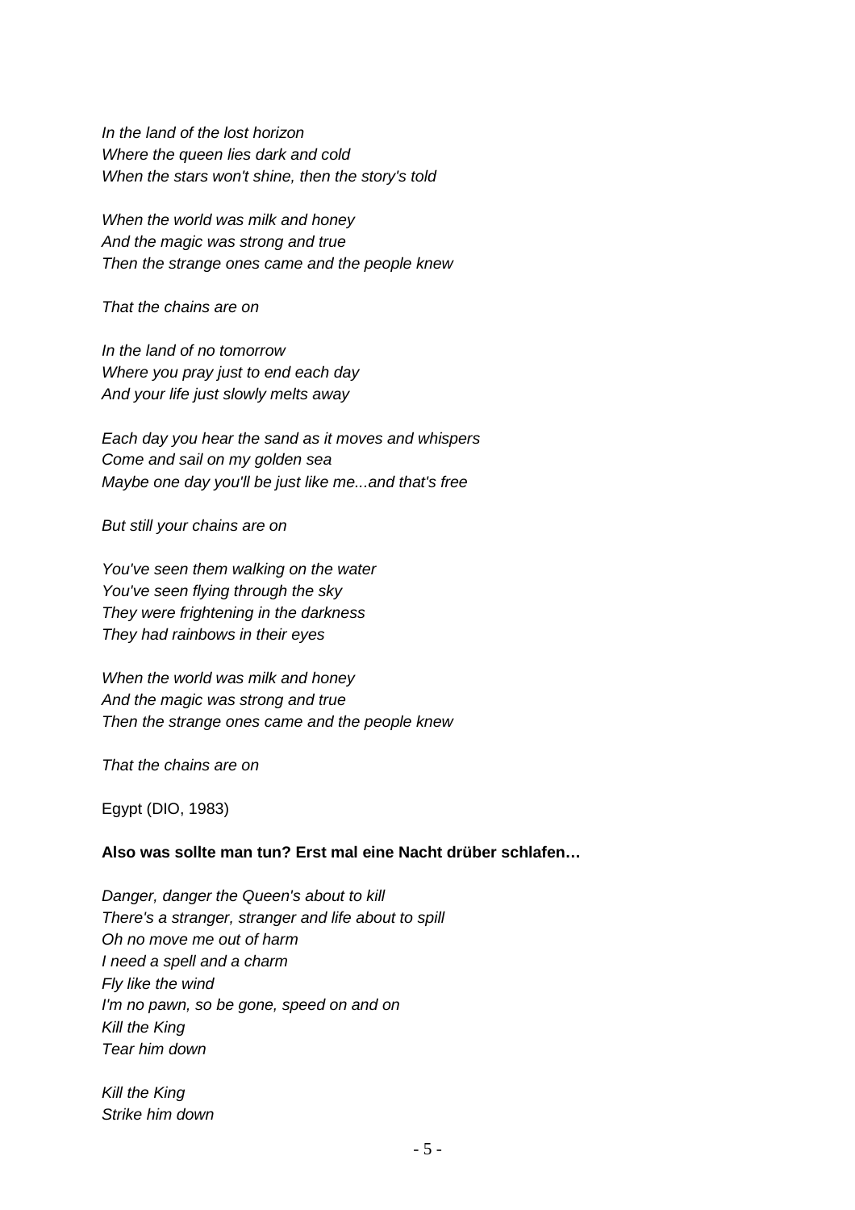*In the land of the lost horizon*
*Where the queen lies dark and cold*
*When the stars won't shine, then the story's told*

*When the world was milk and honey*
*And the magic was strong and true*
*Then the strange ones came and the people knew*

*That the chains are on*

*In the land of no tomorrow*
*Where you pray just to end each day*
*And your life just slowly melts away*

*Each day you hear the sand as it moves and whispers*
*Come and sail on my golden sea*
*Maybe one day you'll be just like me...and that's free*

*But still your chains are on*

*You've seen them walking on the water*
*You've seen flying through the sky*
*They were frightening in the darkness*
*They had rainbows in their eyes*

*When the world was milk and honey*
*And the magic was strong and true*
*Then the strange ones came and the people knew*

*That the chains are on*

Egypt (DIO, 1983)

**Also was sollte man tun? Erst mal eine Nacht drüber schlafen…**

*Danger, danger the Queen's about to kill*
*There's a stranger, stranger and life about to spill*
*Oh no move me out of harm*
*I need a spell and a charm*
*Fly like the wind*
*I'm no pawn, so be gone, speed on and on*
*Kill the King*
*Tear him down*

*Kill the King*
*Strike him down*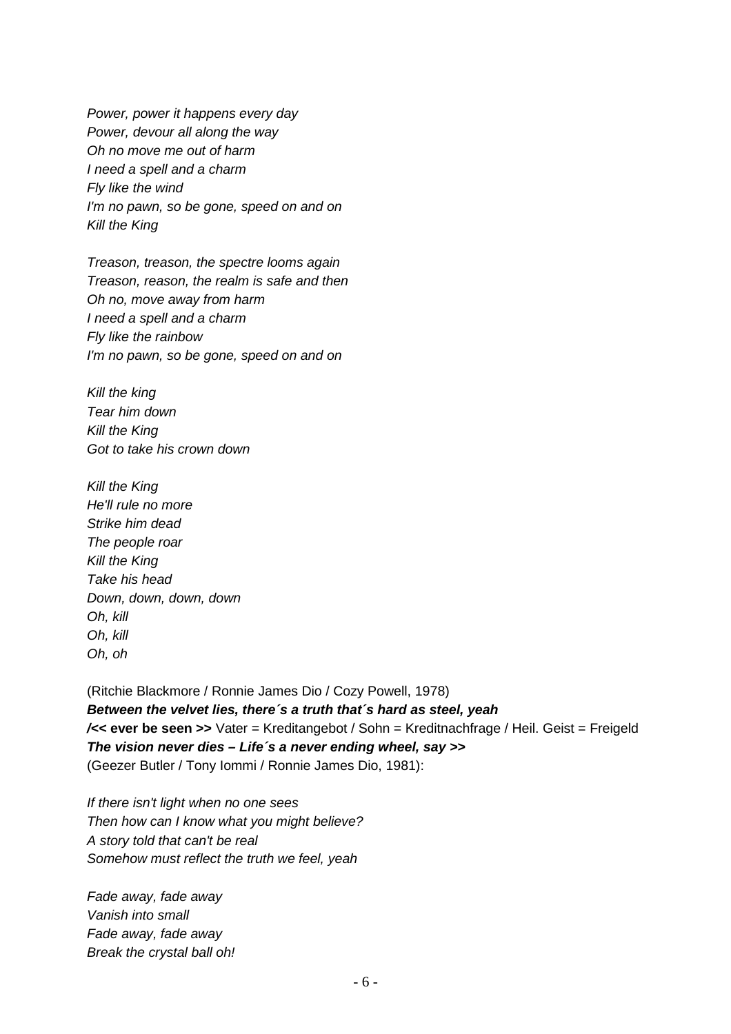*Power, power it happens every day*
*Power, devour all along the way*
*Oh no move me out of harm*
*I need a spell and a charm*
*Fly like the wind*
*I'm no pawn, so be gone, speed on and on*
*Kill the King*

*Treason, treason, the spectre looms again*
*Treason, reason, the realm is safe and then*
*Oh no, move away from harm*
*I need a spell and a charm*
*Fly like the rainbow*
*I'm no pawn, so be gone, speed on and on*

*Kill the king*
*Tear him down*
*Kill the King*
*Got to take his crown down*

*Kill the King*
*He'll rule no more*
*Strike him dead*
*The people roar*
*Kill the King*
*Take his head*
*Down, down, down, down*
*Oh, kill*
*Oh, kill*
*Oh, oh*

(Ritchie Blackmore / Ronnie James Dio / Cozy Powell, 1978)
***Between the velvet lies, there´s a truth that´s hard as steel, yeah***
**/<< ever be seen >>** Vater = Kreditangebot / Sohn = Kreditnachfrage / Heil. Geist = Freigeld
***The vision never dies – Life´s a never ending wheel, say >>***
(Geezer Butler / Tony Iommi / Ronnie James Dio, 1981):

*If there isn't light when no one sees*
*Then how can I know what you might believe?*
*A story told that can't be real*
*Somehow must reflect the truth we feel, yeah*

*Fade away, fade away*
*Vanish into small*
*Fade away, fade away*
*Break the crystal ball oh!*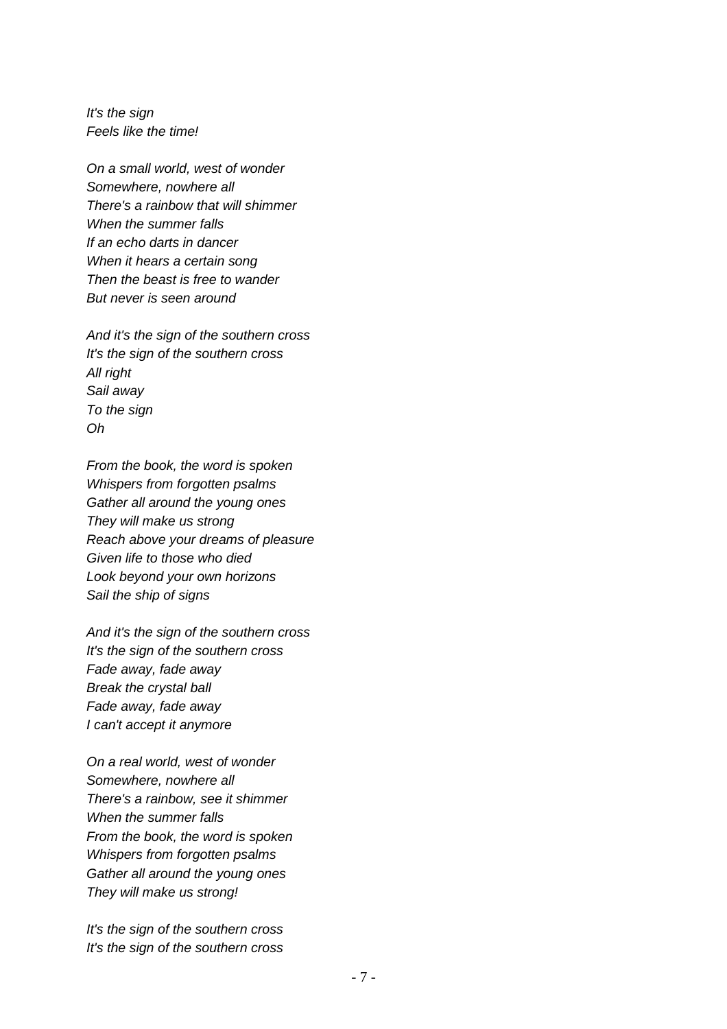*It's the sign*
*Feels like the time!*

*On a small world, west of wonder*
*Somewhere, nowhere all*
*There's a rainbow that will shimmer*
*When the summer falls*
*If an echo darts in dancer*
*When it hears a certain song*
*Then the beast is free to wander*
*But never is seen around*

*And it's the sign of the southern cross*
*It's the sign of the southern cross*
*All right*
*Sail away*
*To the sign*
*Oh*

*From the book, the word is spoken*
*Whispers from forgotten psalms*
*Gather all around the young ones*
*They will make us strong*
*Reach above your dreams of pleasure*
*Given life to those who died*
*Look beyond your own horizons*
*Sail the ship of signs*

*And it's the sign of the southern cross*
*It's the sign of the southern cross*
*Fade away, fade away*
*Break the crystal ball*
*Fade away, fade away*
*I can't accept it anymore*

*On a real world, west of wonder*
*Somewhere, nowhere all*
*There's a rainbow, see it shimmer*
*When the summer falls*
*From the book, the word is spoken*
*Whispers from forgotten psalms*
*Gather all around the young ones*
*They will make us strong!*

*It's the sign of the southern cross*
*It's the sign of the southern cross*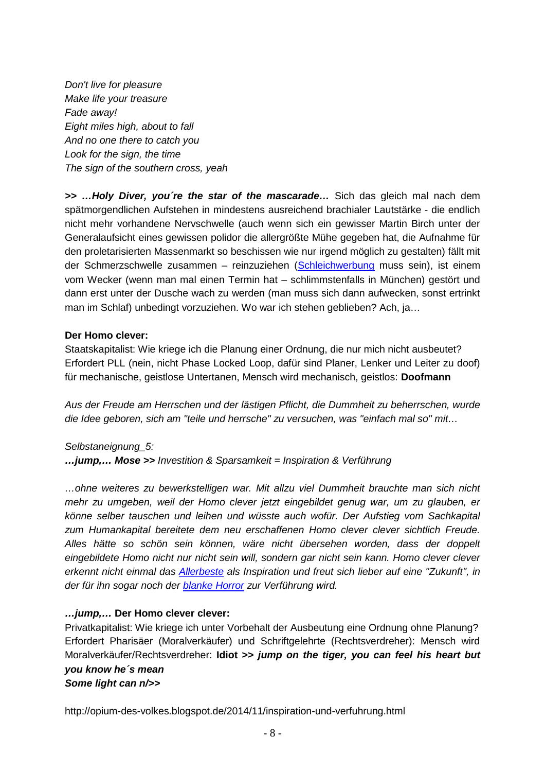*Don't live for pleasure*
*Make life your treasure*
*Fade away!*
*Eight miles high, about to fall*
*And no one there to catch you*
*Look for the sign, the time*
*The sign of the southern cross, yeah*

**>> *…Holy Diver, you´re the star of the mascarade…*** Sich das gleich mal nach dem spätmorgendlichen Aufstehen in mindestens ausreichend brachialer Lautstärke - die endlich nicht mehr vorhandene Nervschwelle (auch wenn sich ein gewisser Martin Birch unter der Generalaufsicht eines gewissen polidor die allergrößte Mühe gegeben hat, die Aufnahme für den proletarisierten Massenmarkt so beschissen wie nur irgend möglich zu gestalten) fällt mit der Schmerzschwelle zusammen – reinzuziehen (Schleichwerbung muss sein), ist einem vom Wecker (wenn man mal einen Termin hat – schlimmstenfalls in München) gestört und dann erst unter der Dusche wach zu werden (man muss sich dann aufwecken, sonst ertrinkt man im Schlaf) unbedingt vorzuziehen. Wo war ich stehen geblieben? Ach, ja…

**Der Homo clever:**
Staatskapitalist: Wie kriege ich die Planung einer Ordnung, die nur mich nicht ausbeutet? Erfordert PLL (nein, nicht Phase Locked Loop, dafür sind Planer, Lenker und Leiter zu doof) für mechanische, geistlose Untertanen, Mensch wird mechanisch, geistlos: **Doofmann**

*Aus der Freude am Herrschen und der lästigen Pflicht, die Dummheit zu beherrschen, wurde die Idee geboren, sich am "teile und herrsche" zu versuchen, was "einfach mal so" mit…*

*Selbstaneignung_5:*
***…jump,… Mose >>*** *Investition & Sparsamkeit = Inspiration & Verführung*

*…ohne weiteres zu bewerkstelligen war. Mit allzu viel Dummheit brauchte man sich nicht mehr zu umgeben, weil der Homo clever jetzt eingebildet genug war, um zu glauben, er könne selber tauschen und leihen und wüsste auch wofür. Der Aufstieg vom Sachkapital zum Humankapital bereitete dem neu erschaffenen Homo clever clever sichtlich Freude. Alles hätte so schön sein können, wäre nicht übersehen worden, dass der doppelt eingebildete Homo nicht nur nicht sein will, sondern gar nicht sein kann. Homo clever clever erkennt nicht einmal das Allerbeste als Inspiration und freut sich lieber auf eine "Zukunft", in der für ihn sogar noch der blanke Horror zur Verführung wird.*

***…jump,…* Der Homo clever clever:**
Privatkapitalist: Wie kriege ich unter Vorbehalt der Ausbeutung eine Ordnung ohne Planung? Erfordert Pharisäer (Moralverkäufer) und Schriftgelehrte (Rechtsverdreher): Mensch wird Moralverkäufer/Rechtsverdreher: **Idiot >> *jump on the tiger, you can feel his heart but you know he´s mean***
***Some light can n/>>***

http://opium-des-volkes.blogspot.de/2014/11/inspiration-und-verfuhrung.html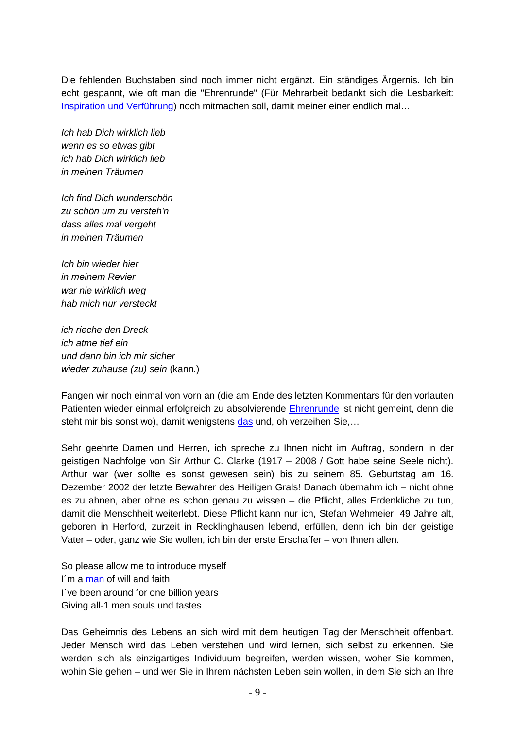Die fehlenden Buchstaben sind noch immer nicht ergänzt. Ein ständiges Ärgernis. Ich bin echt gespannt, wie oft man die "Ehrenrunde" (Für Mehrarbeit bedankt sich die Lesbarkeit: Inspiration und Verführung) noch mitmachen soll, damit meiner einer endlich mal…

*Ich hab Dich wirklich lieb*
*wenn es so etwas gibt*
*ich hab Dich wirklich lieb*
*in meinen Träumen*

*Ich find Dich wunderschön*
*zu schön um zu versteh'n*
*dass alles mal vergeht*
*in meinen Träumen*

*Ich bin wieder hier*
*in meinem Revier*
*war nie wirklich weg*
*hab mich nur versteckt*

*ich rieche den Dreck*
*ich atme tief ein*
*und dann bin ich mir sicher*
*wieder zuhause (zu) sein* (kann.)

Fangen wir noch einmal von vorn an (die am Ende des letzten Kommentars für den vorlauten Patienten wieder einmal erfolgreich zu absolvierende Ehrenrunde ist nicht gemeint, denn die steht mir bis sonst wo), damit wenigstens das und, oh verzeihen Sie,…

Sehr geehrte Damen und Herren, ich spreche zu Ihnen nicht im Auftrag, sondern in der geistigen Nachfolge von Sir Arthur C. Clarke (1917 – 2008 / Gott habe seine Seele nicht). Arthur war (wer sollte es sonst gewesen sein) bis zu seinem 85. Geburtstag am 16. Dezember 2002 der letzte Bewahrer des Heiligen Grals! Danach übernahm ich – nicht ohne es zu ahnen, aber ohne es schon genau zu wissen – die Pflicht, alles Erdenkliche zu tun, damit die Menschheit weiterlebt. Diese Pflicht kann nur ich, Stefan Wehmeier, 49 Jahre alt, geboren in Herford, zurzeit in Recklinghausen lebend, erfüllen, denn ich bin der geistige Vater – oder, ganz wie Sie wollen, ich bin der erste Erschaffer – von Ihnen allen.

So please allow me to introduce myself
I´m a man of will and faith
I´ve been around for one billion years
Giving all-1 men souls und tastes

Das Geheimnis des Lebens an sich wird mit dem heutigen Tag der Menschheit offenbart. Jeder Mensch wird das Leben verstehen und wird lernen, sich selbst zu erkennen. Sie werden sich als einzigartiges Individuum begreifen, werden wissen, woher Sie kommen, wohin Sie gehen – und wer Sie in Ihrem nächsten Leben sein wollen, in dem Sie sich an Ihre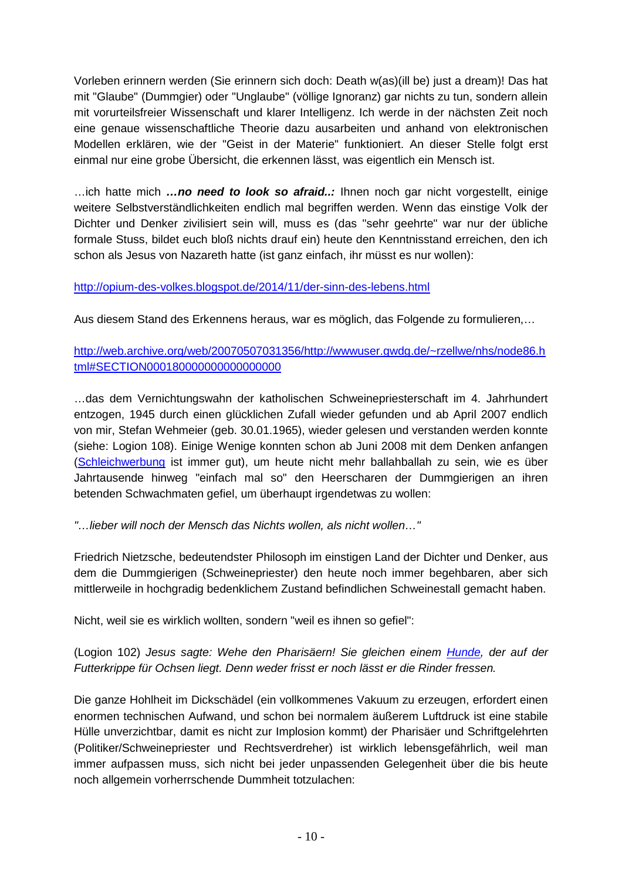Vorleben erinnern werden (Sie erinnern sich doch: Death w(as)(ill be) just a dream)! Das hat mit "Glaube" (Dummgier) oder "Unglaube" (völlige Ignoranz) gar nichts zu tun, sondern allein mit vorurteilsfreier Wissenschaft und klarer Intelligenz. Ich werde in der nächsten Zeit noch eine genaue wissenschaftliche Theorie dazu ausarbeiten und anhand von elektronischen Modellen erklären, wie der "Geist in der Materie" funktioniert. An dieser Stelle folgt erst einmal nur eine grobe Übersicht, die erkennen lässt, was eigentlich ein Mensch ist.

…ich hatte mich ***…no need to look so afraid..:*** Ihnen noch gar nicht vorgestellt, einige weitere Selbstverständlichkeiten endlich mal begriffen werden. Wenn das einstige Volk der Dichter und Denker zivilisiert sein will, muss es (das "sehr geehrte" war nur der übliche formale Stuss, bildet euch bloß nichts drauf ein) heute den Kenntnisstand erreichen, den ich schon als Jesus von Nazareth hatte (ist ganz einfach, ihr müsst es nur wollen):

http://opium-des-volkes.blogspot.de/2014/11/der-sinn-des-lebens.html

Aus diesem Stand des Erkennens heraus, war es möglich, das Folgende zu formulieren,…

http://web.archive.org/web/20070507031356/http://wwwuser.gwdg.de/~rzellwe/nhs/node86.html#SECTION000180000000000000000

…das dem Vernichtungswahn der katholischen Schweinepriesterschaft im 4. Jahrhundert entzogen, 1945 durch einen glücklichen Zufall wieder gefunden und ab April 2007 endlich von mir, Stefan Wehmeier (geb. 30.01.1965), wieder gelesen und verstanden werden konnte (siehe: Logion 108). Einige Wenige konnten schon ab Juni 2008 mit dem Denken anfangen (Schleichwerbung ist immer gut), um heute nicht mehr ballahballah zu sein, wie es über Jahrtausende hinweg "einfach mal so" den Heerscharen der Dummgierigen an ihren betenden Schwachmaten gefiel, um überhaupt irgendetwas zu wollen:

*"…lieber will noch der Mensch das Nichts wollen, als nicht wollen…"*

Friedrich Nietzsche, bedeutendster Philosoph im einstigen Land der Dichter und Denker, aus dem die Dummgierigen (Schweinepriester) den heute noch immer begehbaren, aber sich mittlerweile in hochgradig bedenklichem Zustand befindlichen Schweinestall gemacht haben.

Nicht, weil sie es wirklich wollten, sondern "weil es ihnen so gefiel":

(Logion 102) *Jesus sagte: Wehe den Pharisäern! Sie gleichen einem Hunde, der auf der Futterkrippe für Ochsen liegt. Denn weder frisst er noch lässt er die Rinder fressen.*

Die ganze Hohlheit im Dickschädel (ein vollkommenes Vakuum zu erzeugen, erfordert einen enormen technischen Aufwand, und schon bei normalem äußerem Luftdruck ist eine stabile Hülle unverzichtbar, damit es nicht zur Implosion kommt) der Pharisäer und Schriftgelehrten (Politiker/Schweinepriester und Rechtsverdreher) ist wirklich lebensgefährlich, weil man immer aufpassen muss, sich nicht bei jeder unpassenden Gelegenheit über die bis heute noch allgemein vorherrschende Dummheit totzulachen: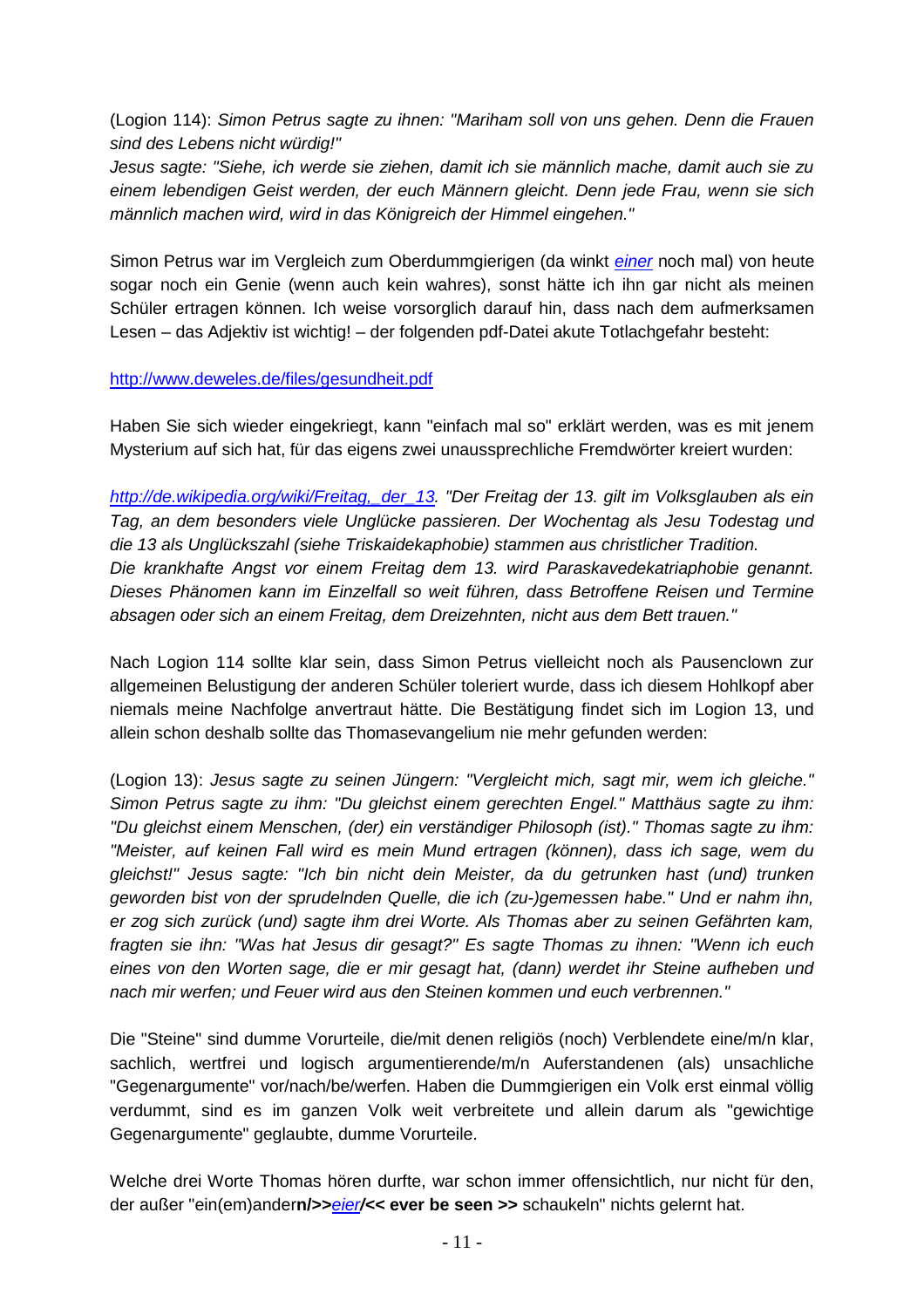(Logion 114): *Simon Petrus sagte zu ihnen: "Mariham soll von uns gehen. Denn die Frauen sind des Lebens nicht würdig!"*
*Jesus sagte: "Siehe, ich werde sie ziehen, damit ich sie männlich mache, damit auch sie zu einem lebendigen Geist werden, der euch Männern gleicht. Denn jede Frau, wenn sie sich männlich machen wird, wird in das Königreich der Himmel eingehen."*

Simon Petrus war im Vergleich zum Oberdummgierigen (da winkt *einer* noch mal) von heute sogar noch ein Genie (wenn auch kein wahres), sonst hätte ich ihn gar nicht als meinen Schüler ertragen können. Ich weise vorsorglich darauf hin, dass nach dem aufmerksamen Lesen – das Adjektiv ist wichtig! – der folgenden pdf-Datei akute Totlachgefahr besteht:

http://www.deweles.de/files/gesundheit.pdf

Haben Sie sich wieder eingekriegt, kann "einfach mal so" erklärt werden, was es mit jenem Mysterium auf sich hat, für das eigens zwei unaussprechliche Fremdwörter kreiert wurden:

*http://de.wikipedia.org/wiki/Freitag,_der_13. "Der Freitag der 13. gilt im Volksglauben als ein Tag, an dem besonders viele Unglücke passieren. Der Wochentag als Jesu Todestag und die 13 als Unglückszahl (siehe Triskaidekaphobie) stammen aus christlicher Tradition. Die krankhafte Angst vor einem Freitag dem 13. wird Paraskavedekatriaphobie genannt. Dieses Phänomen kann im Einzelfall so weit führen, dass Betroffene Reisen und Termine absagen oder sich an einem Freitag, dem Dreizehnten, nicht aus dem Bett trauen."*

Nach Logion 114 sollte klar sein, dass Simon Petrus vielleicht noch als Pausenclown zur allgemeinen Belustigung der anderen Schüler toleriert wurde, dass ich diesem Hohlkopf aber niemals meine Nachfolge anvertraut hätte. Die Bestätigung findet sich im Logion 13, und allein schon deshalb sollte das Thomasevangelium nie mehr gefunden werden:

(Logion 13): *Jesus sagte zu seinen Jüngern: "Vergleicht mich, sagt mir, wem ich gleiche." Simon Petrus sagte zu ihm: "Du gleichst einem gerechten Engel." Matthäus sagte zu ihm: "Du gleichst einem Menschen, (der) ein verständiger Philosoph (ist)." Thomas sagte zu ihm: "Meister, auf keinen Fall wird es mein Mund ertragen (können), dass ich sage, wem du gleichst!" Jesus sagte: "Ich bin nicht dein Meister, da du getrunken hast (und) trunken geworden bist von der sprudelnden Quelle, die ich (zu-)gemessen habe." Und er nahm ihn, er zog sich zurück (und) sagte ihm drei Worte. Als Thomas aber zu seinen Gefährten kam, fragten sie ihn: "Was hat Jesus dir gesagt?" Es sagte Thomas zu ihnen: "Wenn ich euch eines von den Worten sage, die er mir gesagt hat, (dann) werdet ihr Steine aufheben und nach mir werfen; und Feuer wird aus den Steinen kommen und euch verbrennen."*

Die "Steine" sind dumme Vorurteile, die/mit denen religiös (noch) Verblendete eine/m/n klar, sachlich, wertfrei und logisch argumentierende/m/n Auferstandenen (als) unsachliche "Gegenargumente" vor/nach/be/werfen. Haben die Dummgierigen ein Volk erst einmal völlig verdummt, sind es im ganzen Volk weit verbreitete und allein darum als "gewichtige Gegenargumente" geglaubte, dumme Vorurteile.

Welche drei Worte Thomas hören durfte, war schon immer offensichtlich, nur nicht für den, der außer "ein(em)ander**n/>>***eier***/<< ever be seen >>** schaukeln" nichts gelernt hat.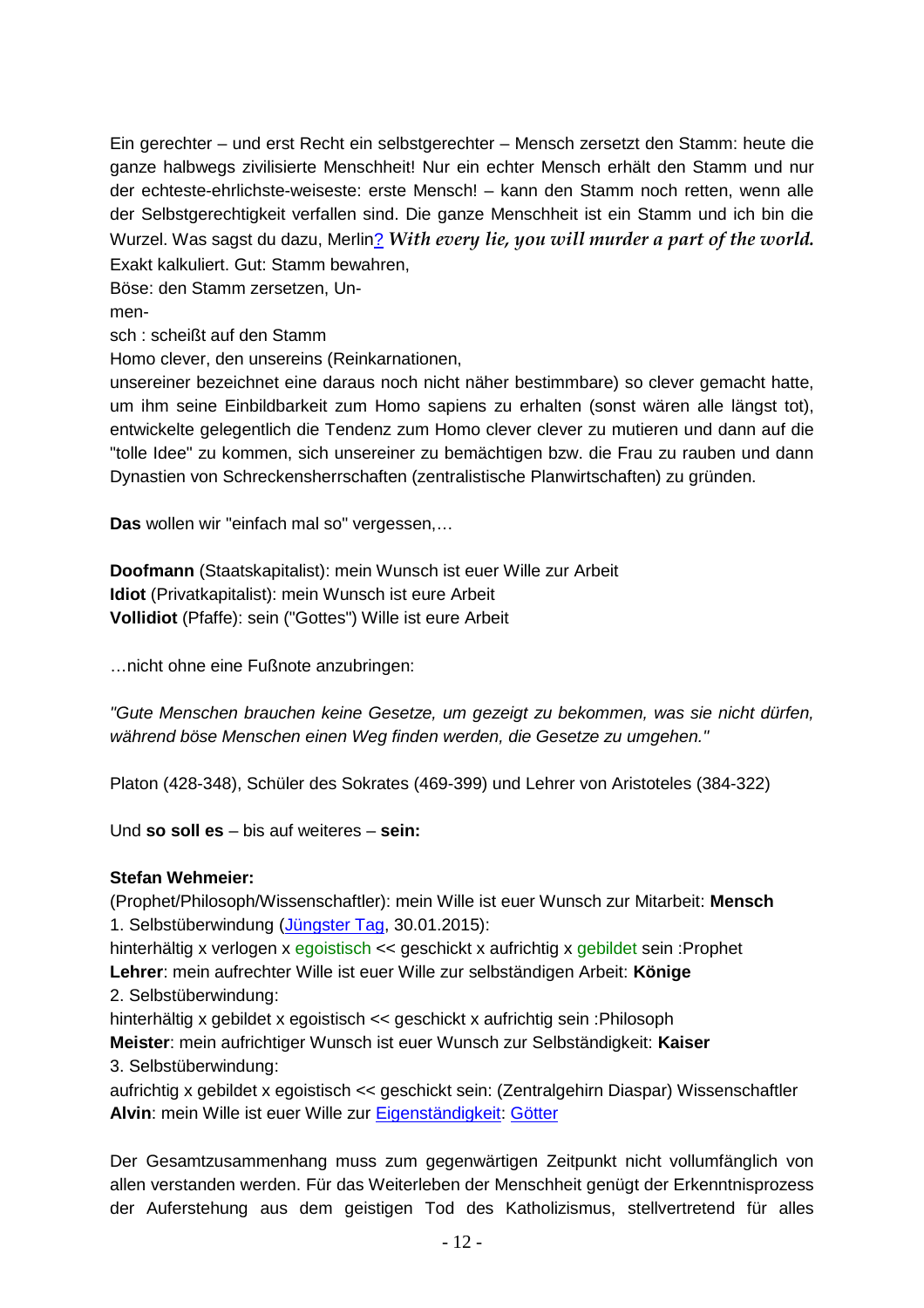Ein gerechter – und erst Recht ein selbstgerechter – Mensch zersetzt den Stamm: heute die ganze halbwegs zivilisierte Menschheit! Nur ein echter Mensch erhält den Stamm und nur der echteste-ehrlichste-weiseste: erste Mensch! – kann den Stamm noch retten, wenn alle der Selbstgerechtigkeit verfallen sind. Die ganze Menschheit ist ein Stamm und ich bin die Wurzel. Was sagst du dazu, Merlin? ***With every lie, you will murder a part of the world.***
Exakt kalkuliert. Gut: Stamm bewahren,
Böse: den Stamm zersetzen, Un-
men-
sch : scheißt auf den Stamm
Homo clever, den unsereins (Reinkarnationen,
unsereiner bezeichnet eine daraus noch nicht näher bestimmbare) so clever gemacht hatte, um ihm seine Einbildbarkeit zum Homo sapiens zu erhalten (sonst wären alle längst tot), entwickelte gelegentlich die Tendenz zum Homo clever clever zu mutieren und dann auf die "tolle Idee" zu kommen, sich unsereiner zu bemächtigen bzw. die Frau zu rauben und dann Dynastien von Schreckensherrschaften (zentralistische Planwirtschaften) zu gründen.

**Das** wollen wir "einfach mal so" vergessen,…

**Doofmann** (Staatskapitalist): mein Wunsch ist euer Wille zur Arbeit
**Idiot** (Privatkapitalist): mein Wunsch ist eure Arbeit
**Vollidiot** (Pfaffe): sein ("Gottes") Wille ist eure Arbeit

…nicht ohne eine Fußnote anzubringen:

*"Gute Menschen brauchen keine Gesetze, um gezeigt zu bekommen, was sie nicht dürfen, während böse Menschen einen Weg finden werden, die Gesetze zu umgehen."*

Platon (428-348), Schüler des Sokrates (469-399) und Lehrer von Aristoteles (384-322)

Und **so soll es** – bis auf weiteres – **sein:**

**Stefan Wehmeier:**
(Prophet/Philosoph/Wissenschaftler): mein Wille ist euer Wunsch zur Mitarbeit: **Mensch**
1. Selbstüberwindung (Jüngster Tag, 30.01.2015):
hinterhältig x verlogen x egoistisch << geschickt x aufrichtig x gebildet sein :Prophet
**Lehrer**: mein aufrechter Wille ist euer Wille zur selbständigen Arbeit: **Könige**
2. Selbstüberwindung:
hinterhältig x gebildet x egoistisch << geschickt x aufrichtig sein :Philosoph
**Meister**: mein aufrichtiger Wunsch ist euer Wunsch zur Selbständigkeit: **Kaiser**
3. Selbstüberwindung:
aufrichtig x gebildet x egoistisch << geschickt sein: (Zentralgehirn Diaspar) Wissenschaftler
**Alvin**: mein Wille ist euer Wille zur Eigenständigkeit: Götter

Der Gesamtzusammenhang muss zum gegenwärtigen Zeitpunkt nicht vollumfänglich von allen verstanden werden. Für das Weiterleben der Menschheit genügt der Erkenntnisprozess der Auferstehung aus dem geistigen Tod des Katholizismus, stellvertretend für alles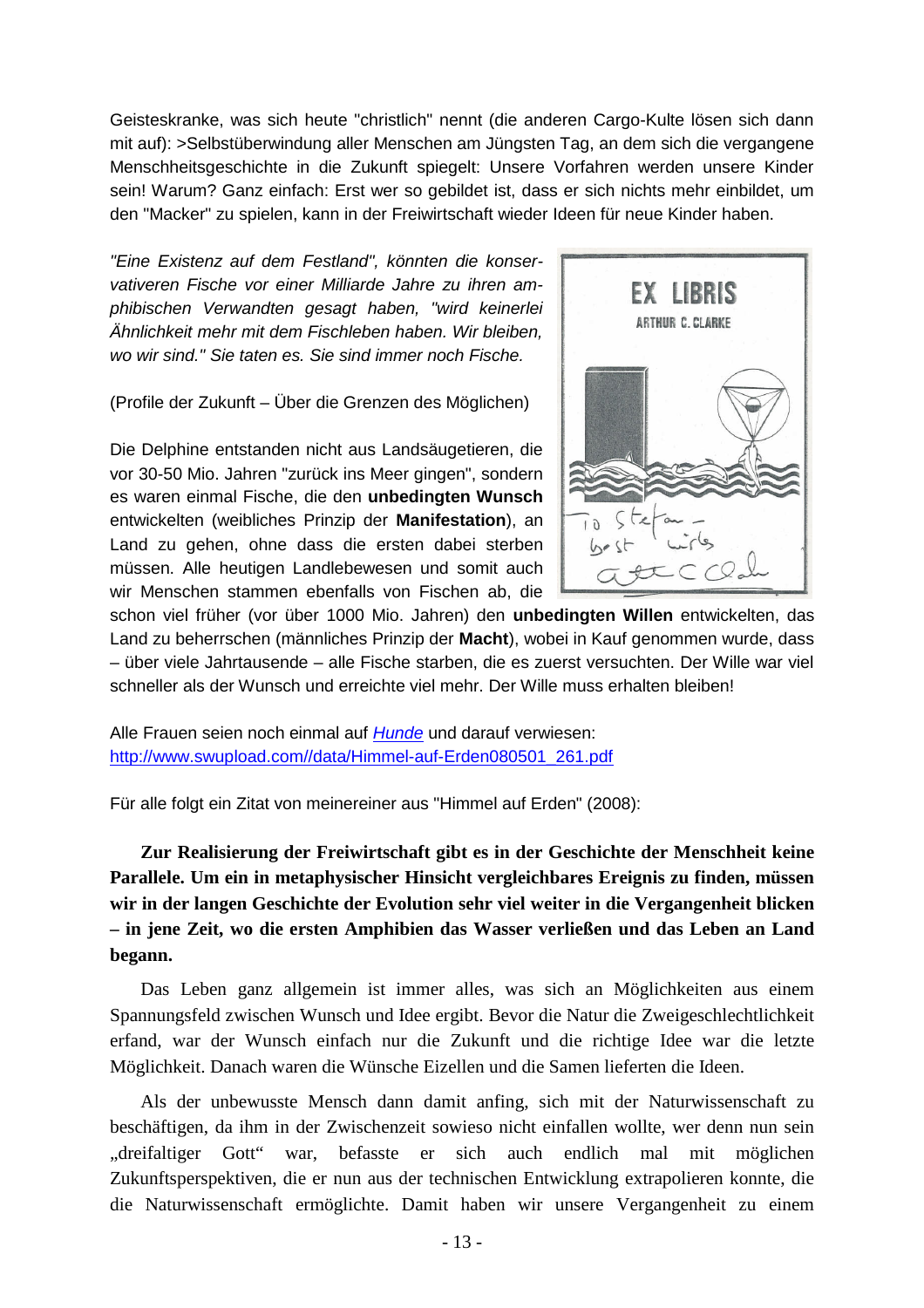Geisteskranke, was sich heute "christlich" nennt (die anderen Cargo-Kulte lösen sich dann mit auf): >Selbstüberwindung aller Menschen am Jüngsten Tag, an dem sich die vergangene Menschheitsgeschichte in die Zukunft spiegelt: Unsere Vorfahren werden unsere Kinder sein! Warum? Ganz einfach: Erst wer so gebildet ist, dass er sich nichts mehr einbildet, um den "Macker" zu spielen, kann in der Freiwirtschaft wieder Ideen für neue Kinder haben.

*"Eine Existenz auf dem Festland", könnten die konservativeren Fische vor einer Milliarde Jahre zu ihren amphibischen Verwandten gesagt haben, "wird keinerlei Ähnlichkeit mehr mit dem Fischleben haben. Wir bleiben, wo wir sind." Sie taten es. Sie sind immer noch Fische.*

(Profile der Zukunft – Über die Grenzen des Möglichen)

Die Delphine entstanden nicht aus Landsäugetieren, die vor 30-50 Mio. Jahren "zurück ins Meer gingen", sondern es waren einmal Fische, die den **unbedingten Wunsch** entwickelten (weibliches Prinzip der **Manifestation**), an Land zu gehen, ohne dass die ersten dabei sterben müssen. Alle heutigen Landlebewesen und somit auch wir Menschen stammen ebenfalls von Fischen ab, die schon viel früher (vor über 1000 Mio. Jahren) den **unbedingten Willen** entwickelten, das Land zu beherrschen (männliches Prinzip der **Macht**), wobei in Kauf genommen wurde, dass – über viele Jahrtausende – alle Fische starben, die es zuerst versuchten. Der Wille war viel schneller als der Wunsch und erreichte viel mehr. Der Wille muss erhalten bleiben!

Alle Frauen seien noch einmal auf *Hunde* und darauf verwiesen:
http://www.swupload.com//data/Himmel-auf-Erden080501_261.pdf

Für alle folgt ein Zitat von meinereiner aus "Himmel auf Erden" (2008):

**Zur Realisierung der Freiwirtschaft gibt es in der Geschichte der Menschheit keine Parallele. Um ein in metaphysischer Hinsicht vergleichbares Ereignis zu finden, müssen wir in der langen Geschichte der Evolution sehr viel weiter in die Vergangenheit blicken – in jene Zeit, wo die ersten Amphibien das Wasser verließen und das Leben an Land begann.**

Das Leben ganz allgemein ist immer alles, was sich an Möglichkeiten aus einem Spannungsfeld zwischen Wunsch und Idee ergibt. Bevor die Natur die Zweigeschlechtlichkeit erfand, war der Wunsch einfach nur die Zukunft und die richtige Idee war die letzte Möglichkeit. Danach waren die Wünsche Eizellen und die Samen lieferten die Ideen.

Als der unbewusste Mensch dann damit anfing, sich mit der Naturwissenschaft zu beschäftigen, da ihm in der Zwischenzeit sowieso nicht einfallen wollte, wer denn nun sein „dreifaltiger Gott" war, befasste er sich auch endlich mal mit möglichen Zukunftsperspektiven, die er nun aus der technischen Entwicklung extrapolieren konnte, die die Naturwissenschaft ermöglichte. Damit haben wir unsere Vergangenheit zu einem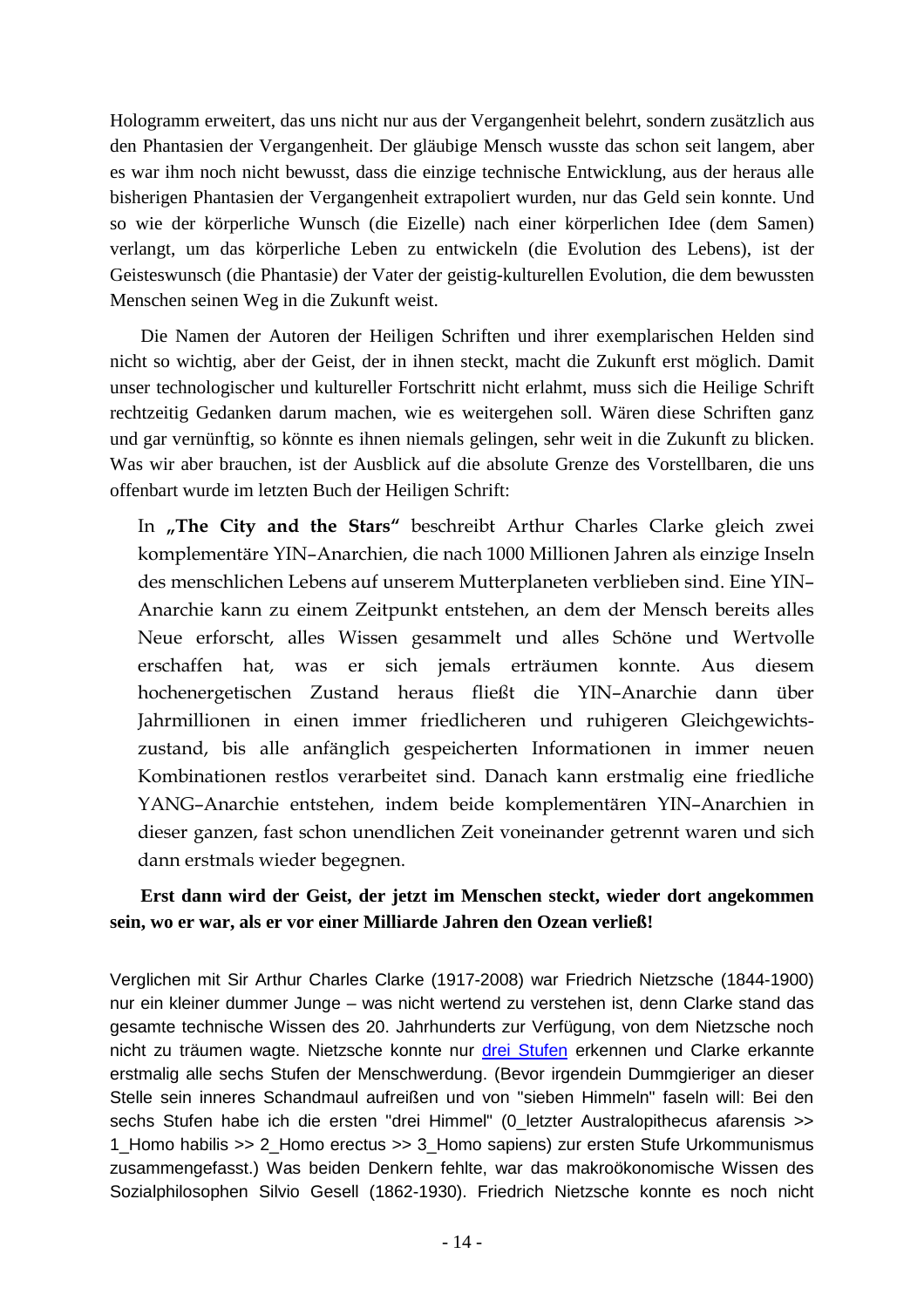Hologramm erweitert, das uns nicht nur aus der Vergangenheit belehrt, sondern zusätzlich aus den Phantasien der Vergangenheit. Der gläubige Mensch wusste das schon seit langem, aber es war ihm noch nicht bewusst, dass die einzige technische Entwicklung, aus der heraus alle bisherigen Phantasien der Vergangenheit extrapoliert wurden, nur das Geld sein konnte. Und so wie der körperliche Wunsch (die Eizelle) nach einer körperlichen Idee (dem Samen) verlangt, um das körperliche Leben zu entwickeln (die Evolution des Lebens), ist der Geisteswunsch (die Phantasie) der Vater der geistig-kulturellen Evolution, die dem bewussten Menschen seinen Weg in die Zukunft weist.

Die Namen der Autoren der Heiligen Schriften und ihrer exemplarischen Helden sind nicht so wichtig, aber der Geist, der in ihnen steckt, macht die Zukunft erst möglich. Damit unser technologischer und kultureller Fortschritt nicht erlahmt, muss sich die Heilige Schrift rechtzeitig Gedanken darum machen, wie es weitergehen soll. Wären diese Schriften ganz und gar vernünftig, so könnte es ihnen niemals gelingen, sehr weit in die Zukunft zu blicken. Was wir aber brauchen, ist der Ausblick auf die absolute Grenze des Vorstellbaren, die uns offenbart wurde im letzten Buch der Heiligen Schrift:

> In **„The City and the Stars"** beschreibt Arthur Charles Clarke gleich zwei komplementäre YIN–Anarchien, die nach 1000 Millionen Jahren als einzige Inseln des menschlichen Lebens auf unserem Mutterplaneten verblieben sind. Eine YIN–Anarchie kann zu einem Zeitpunkt entstehen, an dem der Mensch bereits alles Neue erforscht, alles Wissen gesammelt und alles Schöne und Wertvolle erschaffen hat, was er sich jemals erträumen konnte. Aus diesem hochenergetischen Zustand heraus fließt die YIN–Anarchie dann über Jahrmillionen in einen immer friedlicheren und ruhigeren Gleichgewichtszustand, bis alle anfänglich gespeicherten Informationen in immer neuen Kombinationen restlos verarbeitet sind. Danach kann erstmalig eine friedliche YANG–Anarchie entstehen, indem beide komplementären YIN–Anarchien in dieser ganzen, fast schon unendlichen Zeit voneinander getrennt waren und sich dann erstmals wieder begegnen.

**Erst dann wird der Geist, der jetzt im Menschen steckt, wieder dort angekommen sein, wo er war, als er vor einer Milliarde Jahren den Ozean verließ!**

Verglichen mit Sir Arthur Charles Clarke (1917-2008) war Friedrich Nietzsche (1844-1900) nur ein kleiner dummer Junge – was nicht wertend zu verstehen ist, denn Clarke stand das gesamte technische Wissen des 20. Jahrhunderts zur Verfügung, von dem Nietzsche noch nicht zu träumen wagte. Nietzsche konnte nur [drei Stufen] erkennen und Clarke erkannte erstmalig alle sechs Stufen der Menschwerdung. (Bevor irgendein Dummgieriger an dieser Stelle sein inneres Schandmaul aufreißen und von "sieben Himmeln" faseln will: Bei den sechs Stufen habe ich die ersten "drei Himmel" (0_letzter Australopithecus afarensis >> 1_Homo habilis >> 2_Homo erectus >> 3_Homo sapiens) zur ersten Stufe Urkommunismus zusammengefasst.) Was beiden Denkern fehlte, war das makroökonomische Wissen des Sozialphilosophen Silvio Gesell (1862-1930). Friedrich Nietzsche konnte es noch nicht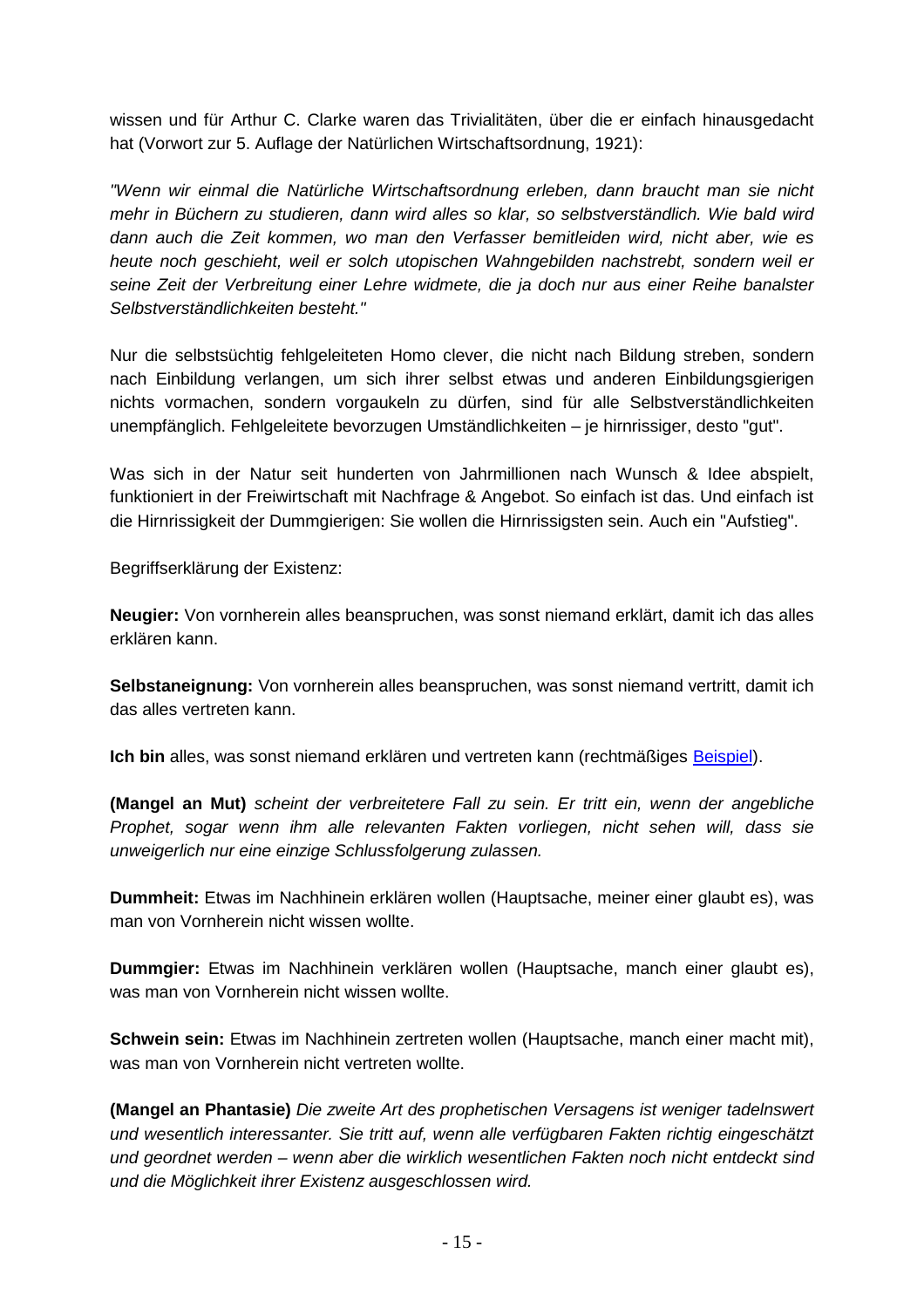wissen und für Arthur C. Clarke waren das Trivialitäten, über die er einfach hinausgedacht hat (Vorwort zur 5. Auflage der Natürlichen Wirtschaftsordnung, 1921):

*"Wenn wir einmal die Natürliche Wirtschaftsordnung erleben, dann braucht man sie nicht mehr in Büchern zu studieren, dann wird alles so klar, so selbstverständlich. Wie bald wird dann auch die Zeit kommen, wo man den Verfasser bemitleiden wird, nicht aber, wie es heute noch geschieht, weil er solch utopischen Wahngebilden nachstrebt, sondern weil er seine Zeit der Verbreitung einer Lehre widmete, die ja doch nur aus einer Reihe banalster Selbstverständlichkeiten besteht."*

Nur die selbstsüchtig fehlgeleiteten Homo clever, die nicht nach Bildung streben, sondern nach Einbildung verlangen, um sich ihrer selbst etwas und anderen Einbildungsgierigen nichts vormachen, sondern vorgaukeln zu dürfen, sind für alle Selbstverständlichkeiten unempfänglich. Fehlgeleitete bevorzugen Umständlichkeiten – je hirnrissiger, desto "gut".

Was sich in der Natur seit hunderten von Jahrmillionen nach Wunsch & Idee abspielt, funktioniert in der Freiwirtschaft mit Nachfrage & Angebot. So einfach ist das. Und einfach ist die Hirnrissigkeit der Dummgierigen: Sie wollen die Hirnrissigsten sein. Auch ein "Aufstieg".

Begriffserklärung der Existenz:

**Neugier:** Von vornherein alles beanspruchen, was sonst niemand erklärt, damit ich das alles erklären kann.

**Selbstaneignung:** Von vornherein alles beanspruchen, was sonst niemand vertritt, damit ich das alles vertreten kann.

**Ich bin** alles, was sonst niemand erklären und vertreten kann (rechtmäßiges Beispiel).

**(Mangel an Mut)** *scheint der verbreitetere Fall zu sein. Er tritt ein, wenn der angebliche Prophet, sogar wenn ihm alle relevanten Fakten vorliegen, nicht sehen will, dass sie unweigerlich nur eine einzige Schlussfolgerung zulassen.*

**Dummheit:** Etwas im Nachhinein erklären wollen (Hauptsache, meiner einer glaubt es), was man von Vornherein nicht wissen wollte.

**Dummgier:** Etwas im Nachhinein verklären wollen (Hauptsache, manch einer glaubt es), was man von Vornherein nicht wissen wollte.

**Schwein sein:** Etwas im Nachhinein zertreten wollen (Hauptsache, manch einer macht mit), was man von Vornherein nicht vertreten wollte.

**(Mangel an Phantasie)** *Die zweite Art des prophetischen Versagens ist weniger tadelnswert und wesentlich interessanter. Sie tritt auf, wenn alle verfügbaren Fakten richtig eingeschätzt und geordnet werden – wenn aber die wirklich wesentlichen Fakten noch nicht entdeckt sind und die Möglichkeit ihrer Existenz ausgeschlossen wird.*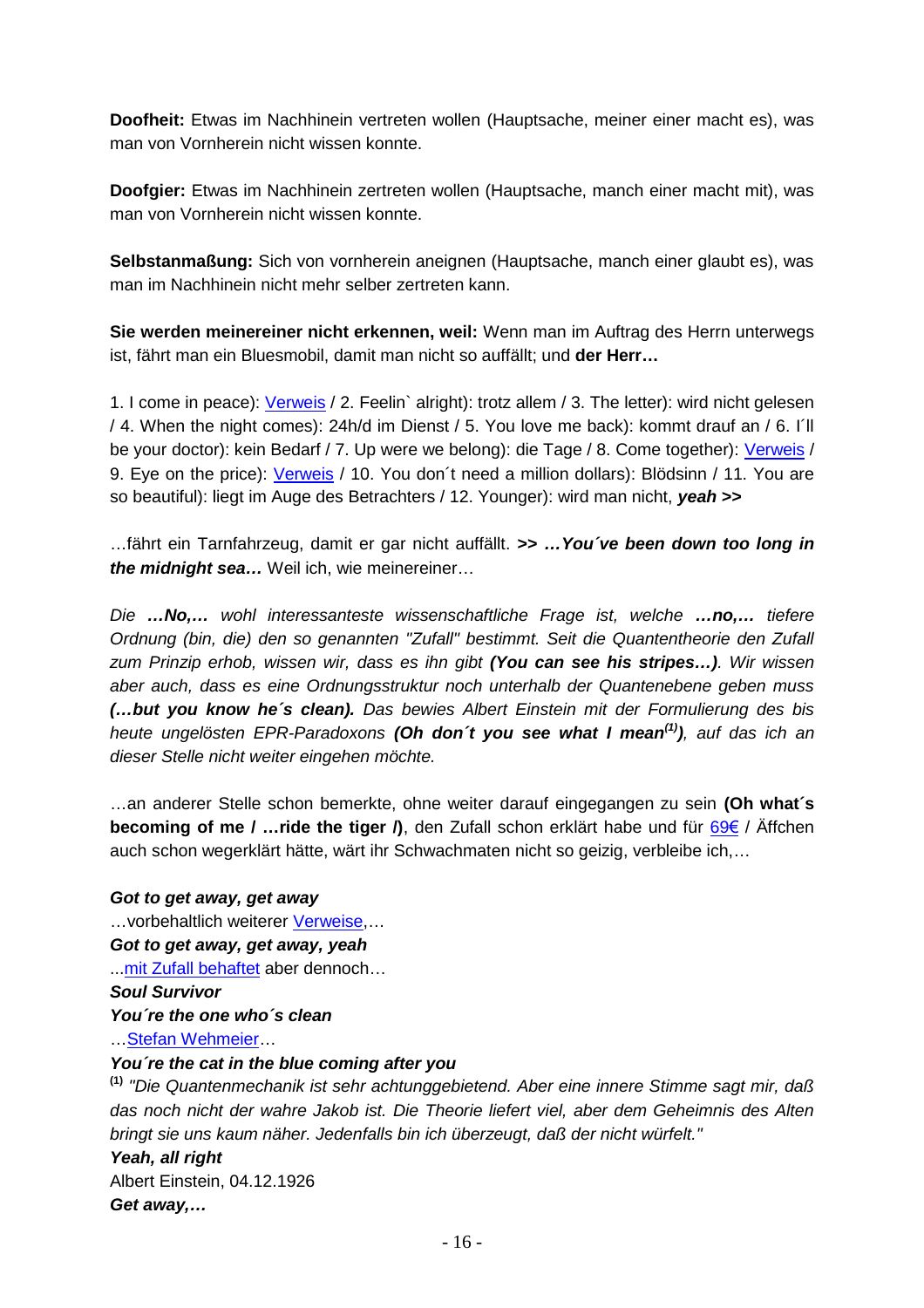**Doofheit:** Etwas im Nachhinein vertreten wollen (Hauptsache, meiner einer macht es), was man von Vornherein nicht wissen konnte.

**Doofgier:** Etwas im Nachhinein zertreten wollen (Hauptsache, manch einer macht mit), was man von Vornherein nicht wissen konnte.

**Selbstanmaßung:** Sich von vornherein aneignen (Hauptsache, manch einer glaubt es), was man im Nachhinein nicht mehr selber zertreten kann.

**Sie werden meinereiner nicht erkennen, weil:** Wenn man im Auftrag des Herrn unterwegs ist, fährt man ein Bluesmobil, damit man nicht so auffällt; und **der Herr…**

1. I come in peace): Verweis / 2. Feelin` alright): trotz allem / 3. The letter): wird nicht gelesen / 4. When the night comes): 24h/d im Dienst / 5. You love me back): kommt drauf an / 6. I´ll be your doctor): kein Bedarf / 7. Up were we belong): die Tage / 8. Come together): Verweis / 9. Eye on the price): Verweis / 10. You don´t need a million dollars): Blödsinn / 11. You are so beautiful): liegt im Auge des Betrachters / 12. Younger): wird man nicht, ***yeah >>***

…fährt ein Tarnfahrzeug, damit er gar nicht auffällt. **>> *…You´ve been down too long in the midnight sea…*** Weil ich, wie meinereiner…

*Die **…No,…** wohl interessanteste wissenschaftliche Frage ist, welche **…no,…** tiefere Ordnung (bin, die) den so genannten "Zufall" bestimmt. Seit die Quantentheorie den Zufall zum Prinzip erhob, wissen wir, dass es ihn gibt **(You can see his stripes…)**. Wir wissen aber auch, dass es eine Ordnungsstruktur noch unterhalb der Quantenebene geben muss **(…but you know he´s clean).** Das bewies Albert Einstein mit der Formulierung des bis heute ungelösten EPR-Paradoxons **(Oh don´t you see what I mean[(1)])**, auf das ich an dieser Stelle nicht weiter eingehen möchte.*

…an anderer Stelle schon bemerkte, ohne weiter darauf eingegangen zu sein **(Oh what´s becoming of me / …ride the tiger /)**, den Zufall schon erklärt habe und für 69€ / Äffchen auch schon wegerklärt hätte, wärt ihr Schwachmaten nicht so geizig, verbleibe ich,…

***Got to get away, get away***
…vorbehaltlich weiterer Verweise,…
***Got to get away, get away, yeah***
...mit Zufall behaftet aber dennoch…
***Soul Survivor***
***You´re the one who´s clean***
…Stefan Wehmeier…
***You´re the cat in the blue coming after you***
[(1)] *"Die Quantenmechanik ist sehr achtunggebietend. Aber eine innere Stimme sagt mir, daß das noch nicht der wahre Jakob ist. Die Theorie liefert viel, aber dem Geheimnis des Alten bringt sie uns kaum näher. Jedenfalls bin ich überzeugt, daß der nicht würfelt."*
***Yeah, all right***
Albert Einstein, 04.12.1926
***Get away,…***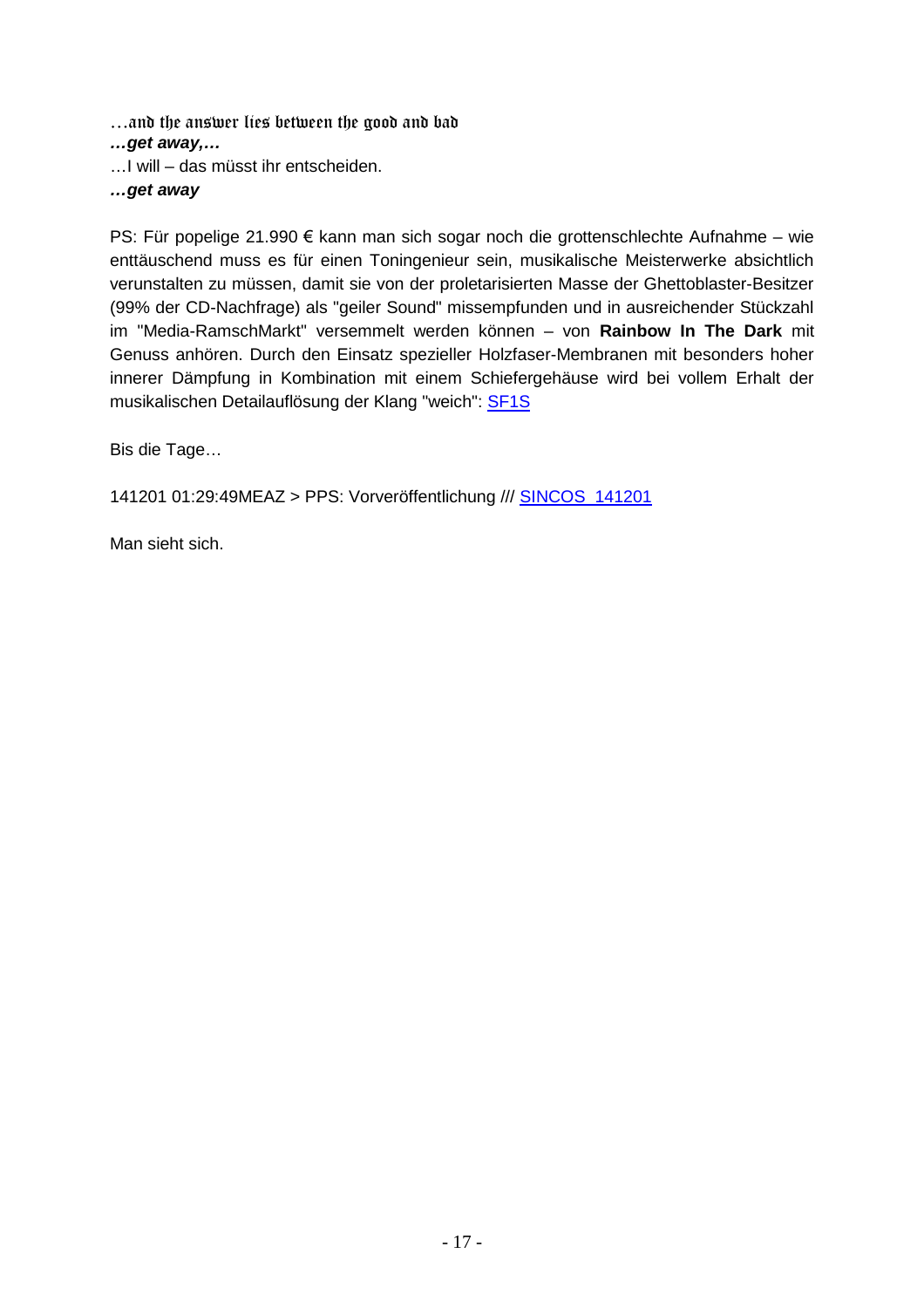…and the answer lies between the good and bad
***…get away,…***
…I will – das müsst ihr entscheiden.
***…get away***

PS: Für popelige 21.990 € kann man sich sogar noch die grottenschlechte Aufnahme – wie enttäuschend muss es für einen Toningenieur sein, musikalische Meisterwerke absichtlich verunstalten zu müssen, damit sie von der proletarisierten Masse der Ghettoblaster-Besitzer (99% der CD-Nachfrage) als "geiler Sound" missempfunden und in ausreichender Stückzahl im "Media-RamschMarkt" versemmelt werden können – von **Rainbow In The Dark** mit Genuss anhören. Durch den Einsatz spezieller Holzfaser-Membranen mit besonders hoher innerer Dämpfung in Kombination mit einem Schiefergehäuse wird bei vollem Erhalt der musikalischen Detailauflösung der Klang "weich": SF1S

Bis die Tage…

141201 01:29:49MEAZ > PPS: Vorveröffentlichung /// SINCOS_141201

Man sieht sich.